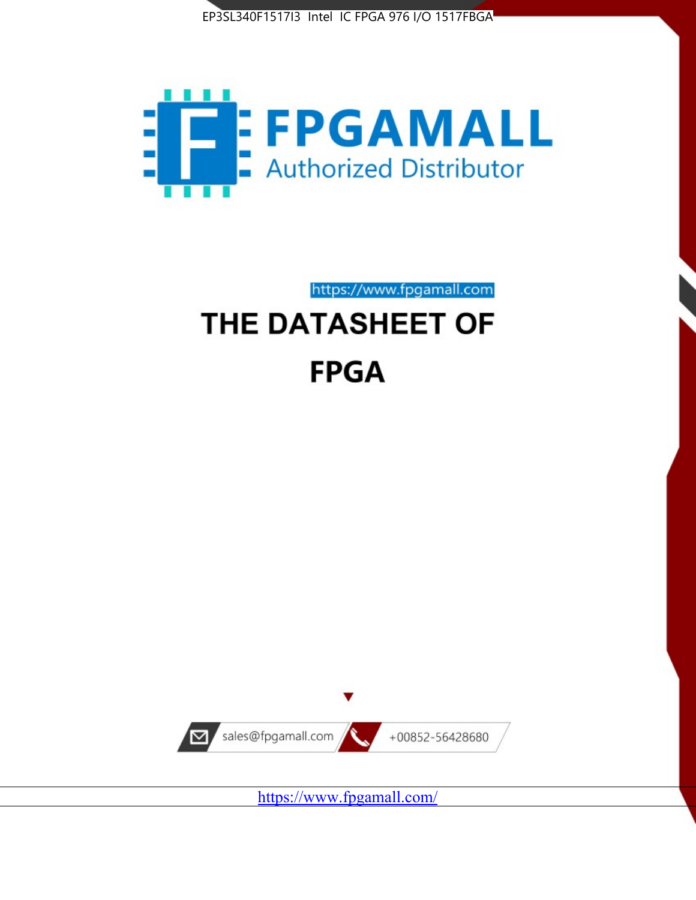EP3SL340F1517I3 Intel IC FPGA 976 I/O 1517FBGA

FPGAMALL

Authorized Distributor

https://www.fpgamall.com

# THE DATASHEET OF

# FPGA

sales@fpgamall.com

+00852-56428680

https://www.fpgamall.com/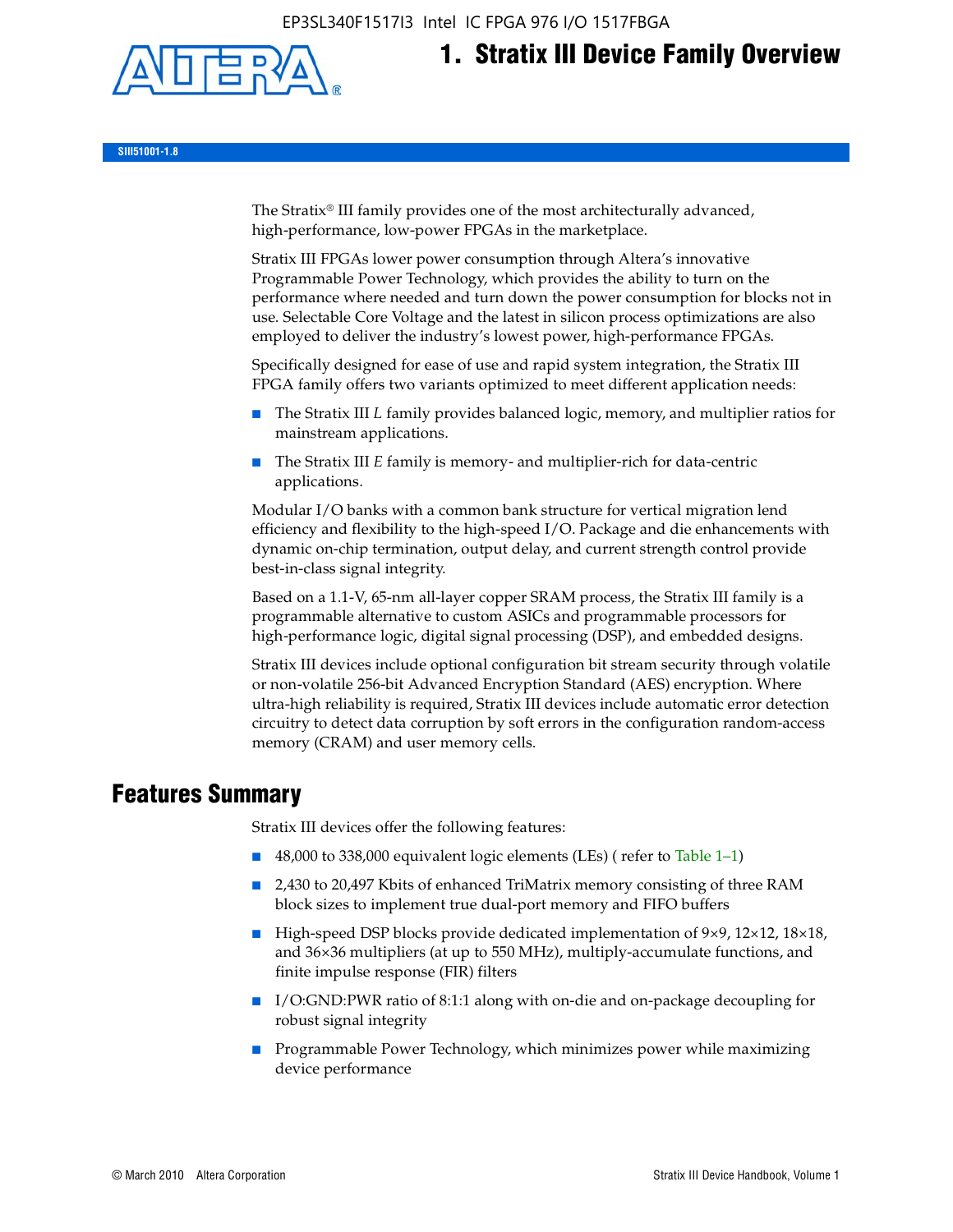# 1. Stratix III Device Family Overview

SIII51001-1.8

The Stratix® III family provides one of the most architecturally advanced, high-performance, low-power FPGAs in the marketplace.

Stratix III FPGAs lower power consumption through Altera's innovative Programmable Power Technology, which provides the ability to turn on the performance where needed and turn down the power consumption for blocks not in use. Selectable Core Voltage and the latest in silicon process optimizations are also employed to deliver the industry's lowest power, high-performance FPGAs.

Specifically designed for ease of use and rapid system integration, the Stratix III FPGA family offers two variants optimized to meet different application needs:

- The Stratix III *L* family provides balanced logic, memory, and multiplier ratios for mainstream applications.
- The Stratix III *E* family is memory- and multiplier-rich for data-centric applications.

Modular I/O banks with a common bank structure for vertical migration lend efficiency and flexibility to the high-speed I/O. Package and die enhancements with dynamic on-chip termination, output delay, and current strength control provide best-in-class signal integrity.

Based on a 1.1-V, 65-nm all-layer copper SRAM process, the Stratix III family is a programmable alternative to custom ASICs and programmable processors for high-performance logic, digital signal processing (DSP), and embedded designs.

Stratix III devices include optional configuration bit stream security through volatile or non-volatile 256-bit Advanced Encryption Standard (AES) encryption. Where ultra-high reliability is required, Stratix III devices include automatic error detection circuitry to detect data corruption by soft errors in the configuration random-access memory (CRAM) and user memory cells.

## Features Summary

Stratix III devices offer the following features:

- 48,000 to 338,000 equivalent logic elements (LEs) ( refer to Table 1–1)
- 2,430 to 20,497 Kbits of enhanced TriMatrix memory consisting of three RAM block sizes to implement true dual-port memory and FIFO buffers
- High-speed DSP blocks provide dedicated implementation of 9×9, 12×12, 18×18, and 36×36 multipliers (at up to 550 MHz), multiply-accumulate functions, and finite impulse response (FIR) filters
- I/O:GND:PWR ratio of 8:1:1 along with on-die and on-package decoupling for robust signal integrity
- Programmable Power Technology, which minimizes power while maximizing device performance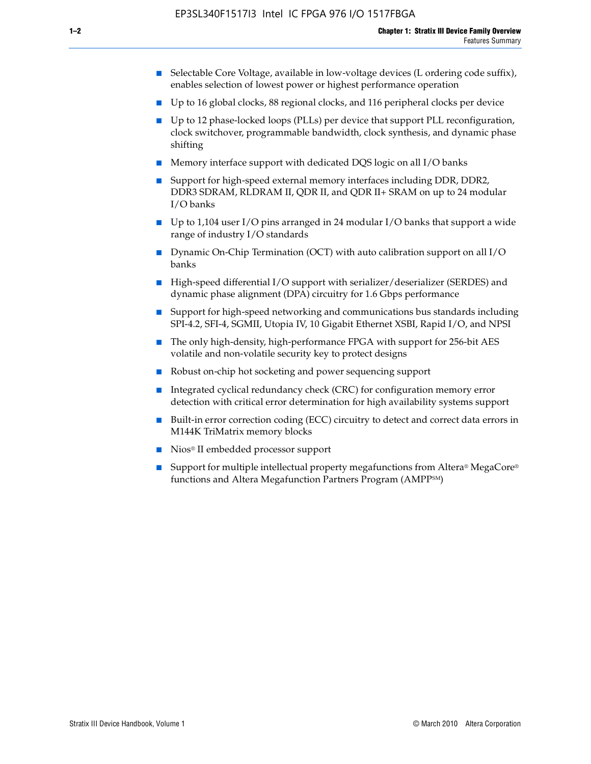- Selectable Core Voltage, available in low-voltage devices (L ordering code suffix), enables selection of lowest power or highest performance operation
- Up to 16 global clocks, 88 regional clocks, and 116 peripheral clocks per device
- Up to 12 phase-locked loops (PLLs) per device that support PLL reconfiguration, clock switchover, programmable bandwidth, clock synthesis, and dynamic phase shifting
- Memory interface support with dedicated DQS logic on all I/O banks
- Support for high-speed external memory interfaces including DDR, DDR2, DDR3 SDRAM, RLDRAM II, QDR II, and QDR II+ SRAM on up to 24 modular I/O banks
- Up to 1,104 user I/O pins arranged in 24 modular I/O banks that support a wide range of industry I/O standards
- Dynamic On-Chip Termination (OCT) with auto calibration support on all I/O banks
- High-speed differential I/O support with serializer/deserializer (SERDES) and dynamic phase alignment (DPA) circuitry for 1.6 Gbps performance
- Support for high-speed networking and communications bus standards including SPI-4.2, SFI-4, SGMII, Utopia IV, 10 Gigabit Ethernet XSBI, Rapid I/O, and NPSI
- The only high-density, high-performance FPGA with support for 256-bit AES volatile and non-volatile security key to protect designs
- Robust on-chip hot socketing and power sequencing support
- Integrated cyclical redundancy check (CRC) for configuration memory error detection with critical error determination for high availability systems support
- Built-in error correction coding (ECC) circuitry to detect and correct data errors in M144K TriMatrix memory blocks
- Nios® II embedded processor support
- Support for multiple intellectual property megafunctions from Altera® MegaCore® functions and Altera Megafunction Partners Program (AMPP℠)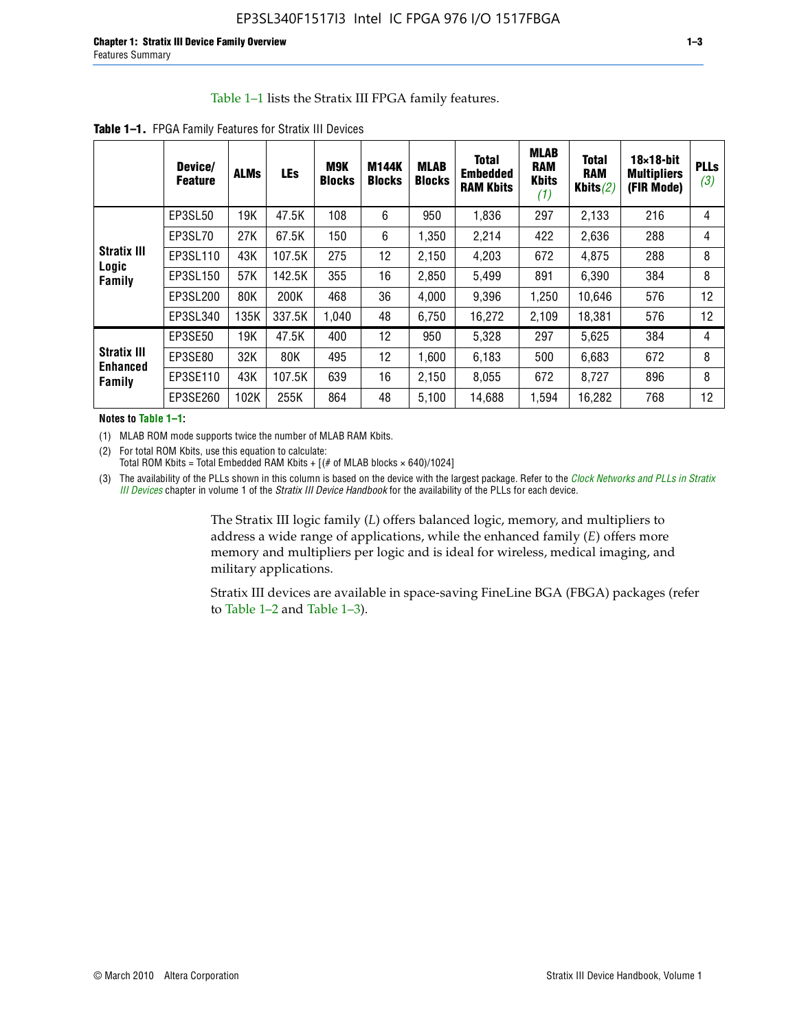Table 1–1 lists the Stratix III FPGA family features.

**Table 1–1.** FPGA Family Features for Stratix III Devices

| | Device/ Feature | ALMs | LEs | M9K Blocks | M144K Blocks | MLAB Blocks | Total Embedded RAM Kbits | MLAB RAM Kbits (1) | Total RAM Kbits (2) | 18×18-bit Multipliers (FIR Mode) | PLLs (3) |
|---|---|---|---|---|---|---|---|---|---|---|---|
| Stratix III Logic Family | EP3SL50 | 19K | 47.5K | 108 | 6 | 950 | 1,836 | 297 | 2,133 | 216 | 4 |
| | EP3SL70 | 27K | 67.5K | 150 | 6 | 1,350 | 2,214 | 422 | 2,636 | 288 | 4 |
| | EP3SL110 | 43K | 107.5K | 275 | 12 | 2,150 | 4,203 | 672 | 4,875 | 288 | 8 |
| | EP3SL150 | 57K | 142.5K | 355 | 16 | 2,850 | 5,499 | 891 | 6,390 | 384 | 8 |
| | EP3SL200 | 80K | 200K | 468 | 36 | 4,000 | 9,396 | 1,250 | 10,646 | 576 | 12 |
| | EP3SL340 | 135K | 337.5K | 1,040 | 48 | 6,750 | 16,272 | 2,109 | 18,381 | 576 | 12 |
| Stratix III Enhanced Family | EP3SE50 | 19K | 47.5K | 400 | 12 | 950 | 5,328 | 297 | 5,625 | 384 | 4 |
| | EP3SE80 | 32K | 80K | 495 | 12 | 1,600 | 6,183 | 500 | 6,683 | 672 | 8 |
| | EP3SE110 | 43K | 107.5K | 639 | 16 | 2,150 | 8,055 | 672 | 8,727 | 896 | 8 |
| | EP3SE260 | 102K | 255K | 864 | 48 | 5,100 | 14,688 | 1,594 | 16,282 | 768 | 12 |

**Notes to Table 1–1:**

(1) MLAB ROM mode supports twice the number of MLAB RAM Kbits.

(2) For total ROM Kbits, use this equation to calculate:
Total ROM Kbits = Total Embedded RAM Kbits + [(# of MLAB blocks × 640)/1024]

(3) The availability of the PLLs shown in this column is based on the device with the largest package. Refer to the *Clock Networks and PLLs in Stratix III Devices* chapter in volume 1 of the *Stratix III Device Handbook* for the availability of the PLLs for each device.

The Stratix III logic family (*L*) offers balanced logic, memory, and multipliers to address a wide range of applications, while the enhanced family (*E*) offers more memory and multipliers per logic and is ideal for wireless, medical imaging, and military applications.

Stratix III devices are available in space-saving FineLine BGA (FBGA) packages (refer to Table 1–2 and Table 1–3).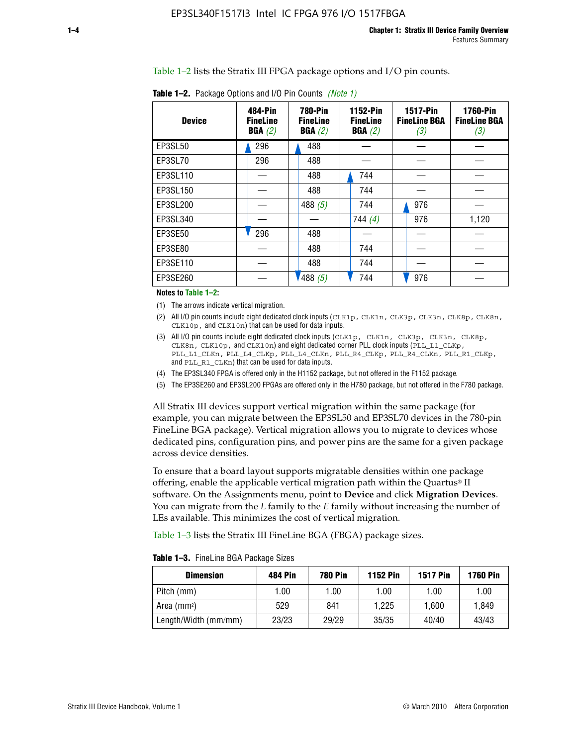Table 1–2 lists the Stratix III FPGA package options and I/O pin counts.

**Table 1–2.** Package Options and I/O Pin Counts *(Note 1)*

| Device | 484-Pin FineLine BGA *(2)* | 780-Pin FineLine BGA *(2)* | 1152-Pin FineLine BGA *(2)* | 1517-Pin FineLine BGA *(3)* | 1760-Pin FineLine BGA *(3)* |
|---|---|---|---|---|---|
| EP3SL50 | 296 | 488 | — | — | — |
| EP3SL70 | 296 | 488 | — | — | — |
| EP3SL110 | — | 488 | 744 | — | — |
| EP3SL150 | — | 488 | 744 | — | — |
| EP3SL200 | — | 488 *(5)* | 744 | 976 | — |
| EP3SL340 | — | — | 744 *(4)* | 976 | 1,120 |
| EP3SE50 | 296 | 488 | — | — | — |
| EP3SE80 | — | 488 | 744 | — | — |
| EP3SE110 | — | 488 | 744 | — | — |
| EP3SE260 | — | 488 *(5)* | 744 | 976 | — |

**Notes to Table 1–2:**

(1) The arrows indicate vertical migration.

(2) All I/O pin counts include eight dedicated clock inputs (CLK1p, CLK1n, CLK3p, CLK3n, CLK8p, CLK8n, CLK10p, and CLK10n) that can be used for data inputs.

(3) All I/O pin counts include eight dedicated clock inputs (CLK1p, CLK1n, CLK3p, CLK3n, CLK8p, CLK8n, CLK10p, and CLK10n) and eight dedicated corner PLL clock inputs (PLL_L1_CLKp, PLL_L1_CLKn, PLL_L4_CLKp, PLL_L4_CLKn, PLL_R4_CLKp, PLL_R4_CLKn, PLL_R1_CLKp, and PLL_R1_CLKn) that can be used for data inputs.

(4) The EP3SL340 FPGA is offered only in the H1152 package, but not offered in the F1152 package.

(5) The EP3SE260 and EP3SL200 FPGAs are offered only in the H780 package, but not offered in the F780 package.

All Stratix III devices support vertical migration within the same package (for example, you can migrate between the EP3SL50 and EP3SL70 devices in the 780-pin FineLine BGA package). Vertical migration allows you to migrate to devices whose dedicated pins, configuration pins, and power pins are the same for a given package across device densities.

To ensure that a board layout supports migratable densities within one package offering, enable the applicable vertical migration path within the Quartus® II software. On the Assignments menu, point to **Device** and click **Migration Devices**. You can migrate from the *L* family to the *E* family without increasing the number of LEs available. This minimizes the cost of vertical migration.

Table 1–3 lists the Stratix III FineLine BGA (FBGA) package sizes.

**Table 1–3.** FineLine BGA Package Sizes

| Dimension | 484 Pin | 780 Pin | 1152 Pin | 1517 Pin | 1760 Pin |
|---|---|---|---|---|---|
| Pitch (mm) | 1.00 | 1.00 | 1.00 | 1.00 | 1.00 |
| Area ($mm^2$) | 529 | 841 | 1,225 | 1,600 | 1,849 |
| Length/Width (mm/mm) | 23/23 | 29/29 | 35/35 | 40/40 | 43/43 |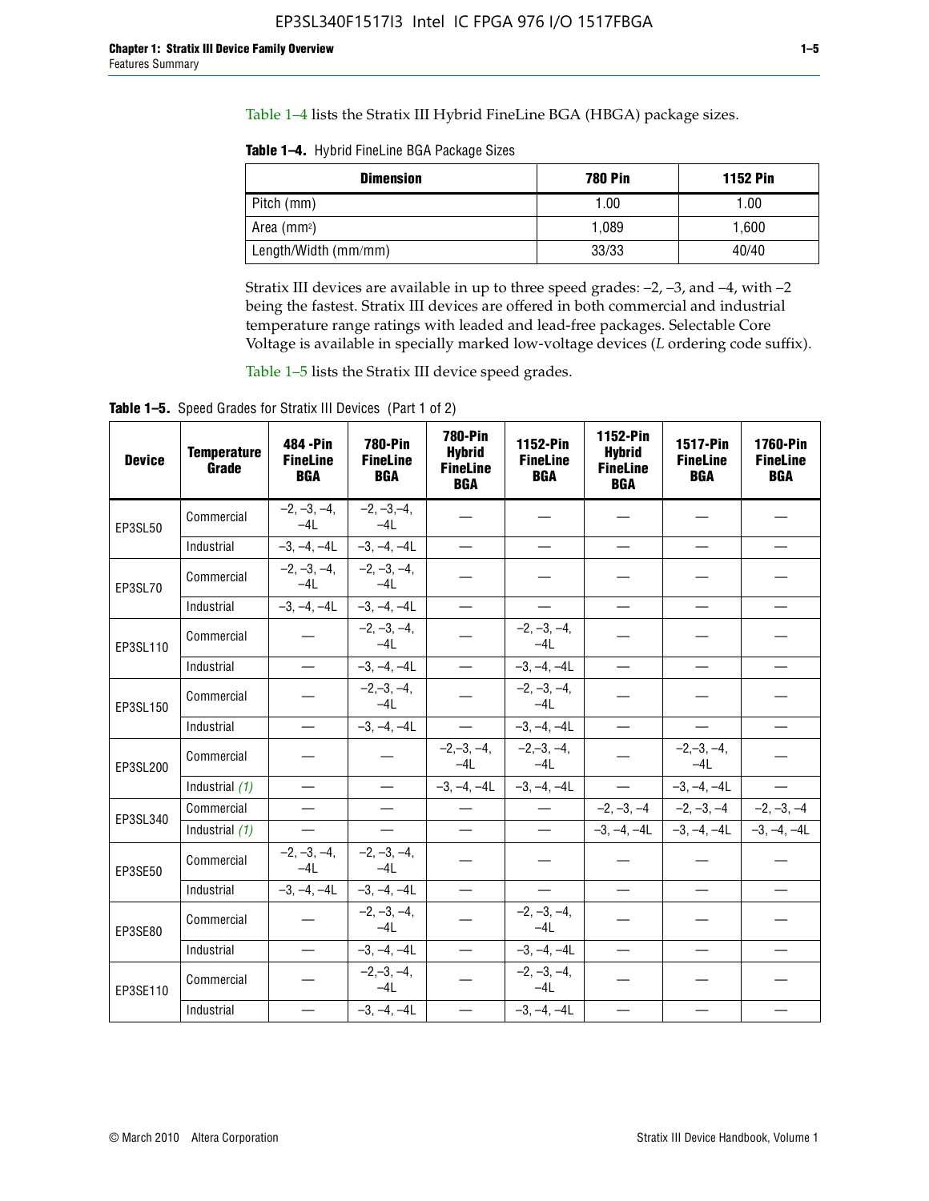Table 1–4 lists the Stratix III Hybrid FineLine BGA (HBGA) package sizes.

**Table 1–4.** Hybrid FineLine BGA Package Sizes

| Dimension | 780 Pin | 1152 Pin |
|---|---|---|
| Pitch (mm) | 1.00 | 1.00 |
| Area (mm²) | 1,089 | 1,600 |
| Length/Width (mm/mm) | 33/33 | 40/40 |

Stratix III devices are available in up to three speed grades: –2, –3, and –4, with –2 being the fastest. Stratix III devices are offered in both commercial and industrial temperature range ratings with leaded and lead-free packages. Selectable Core Voltage is available in specially marked low-voltage devices (*L* ordering code suffix).

Table 1–5 lists the Stratix III device speed grades.

**Table 1–5.** Speed Grades for Stratix III Devices (Part 1 of 2)

| Device | Temperature Grade | 484 -Pin FineLine BGA | 780-Pin FineLine BGA | 780-Pin Hybrid FineLine BGA | 1152-Pin FineLine BGA | 1152-Pin Hybrid FineLine BGA | 1517-Pin FineLine BGA | 1760-Pin FineLine BGA |
|---|---|---|---|---|---|---|---|---|
| EP3SL50 | Commercial | –2, –3, –4, –4L | –2, –3,–4, –4L | — | — | — | — | — |
| | Industrial | –3, –4, –4L | –3, –4, –4L | — | — | — | — | — |
| EP3SL70 | Commercial | –2, –3, –4, –4L | –2, –3, –4, –4L | — | — | — | — | — |
| | Industrial | –3, –4, –4L | –3, –4, –4L | — | — | — | — | — |
| EP3SL110 | Commercial | — | –2, –3, –4, –4L | — | –2, –3, –4, –4L | — | — | — |
| | Industrial | — | –3, –4, –4L | — | –3, –4, –4L | — | — | — |
| EP3SL150 | Commercial | — | –2,–3, –4, –4L | — | –2, –3, –4, –4L | — | — | — |
| | Industrial | — | –3, –4, –4L | — | –3, –4, –4L | — | — | — |
| EP3SL200 | Commercial | — | — | –2,–3, –4, –4L | –2,–3, –4, –4L | — | –2,–3, –4, –4L | — |
| | Industrial *(1)* | — | — | –3, –4, –4L | –3, –4, –4L | — | –3, –4, –4L | — |
| EP3SL340 | Commercial | — | — | — | — | –2, –3, –4 | –2, –3, –4 | –2, –3, –4 |
| | Industrial *(1)* | — | — | — | — | –3, –4, –4L | –3, –4, –4L | –3, –4, –4L |
| EP3SE50 | Commercial | –2, –3, –4, –4L | –2, –3, –4, –4L | — | — | — | — | — |
| | Industrial | –3, –4, –4L | –3, –4, –4L | — | — | — | — | — |
| EP3SE80 | Commercial | — | –2, –3, –4, –4L | — | –2, –3, –4, –4L | — | — | — |
| | Industrial | — | –3, –4, –4L | — | –3, –4, –4L | — | — | — |
| EP3SE110 | Commercial | — | –2,–3, –4, –4L | — | –2, –3, –4, –4L | — | — | — |
| | Industrial | — | –3, –4, –4L | — | –3, –4, –4L | — | — | — |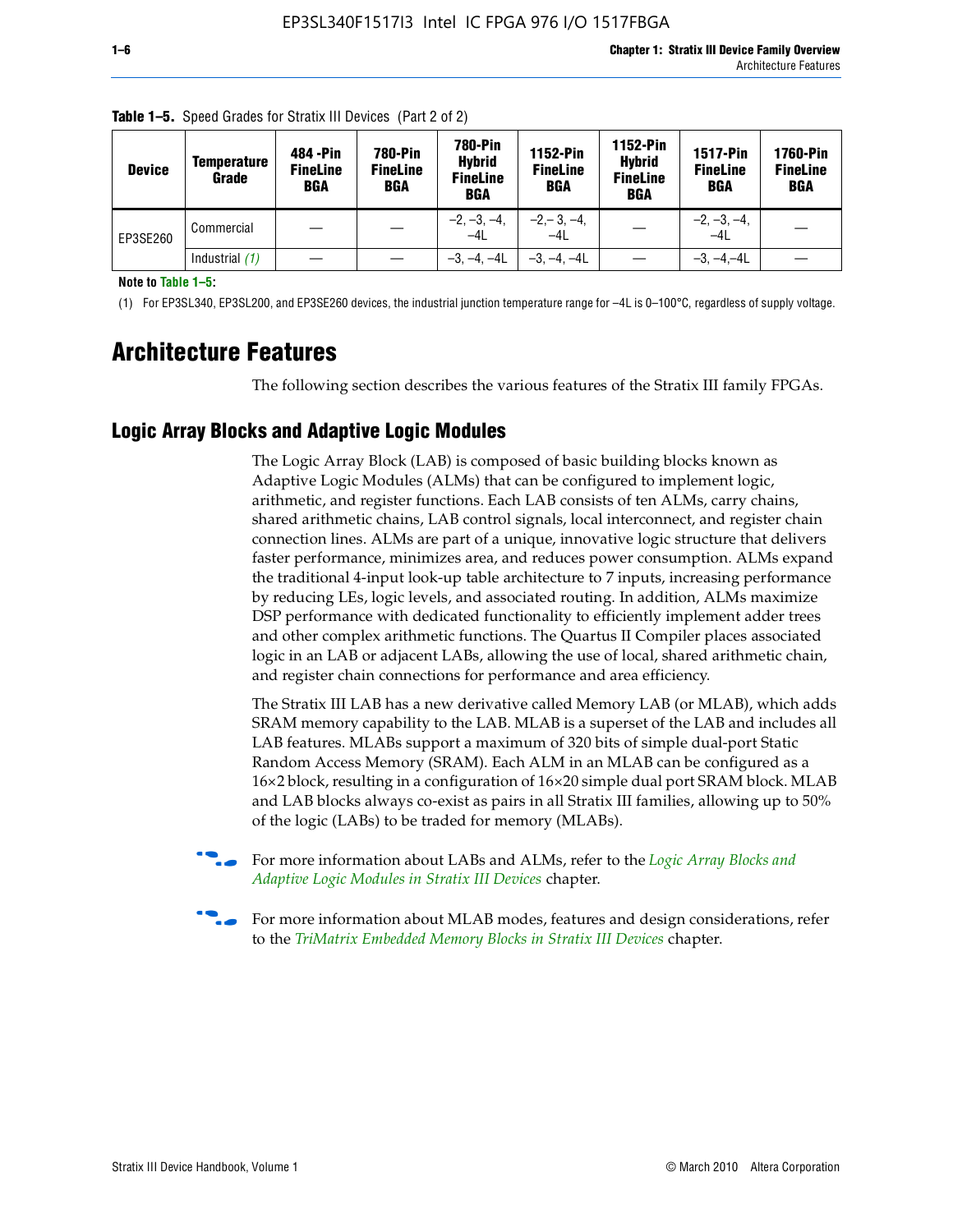**Table 1–5.** Speed Grades for Stratix III Devices (Part 2 of 2)

| Device | Temperature Grade | 484 -Pin FineLine BGA | 780-Pin FineLine BGA | 780-Pin Hybrid FineLine BGA | 1152-Pin FineLine BGA | 1152-Pin Hybrid FineLine BGA | 1517-Pin FineLine BGA | 1760-Pin FineLine BGA |
|---|---|---|---|---|---|---|---|---|
| EP3SE260 | Commercial | — | — | –2, –3, –4, –4L | –2,– 3, –4, –4L | — | –2, –3, –4, –4L | — |
| | Industrial *(1)* | — | — | –3, –4, –4L | –3, –4, –4L | — | –3, –4,–4L | — |

**Note to Table 1–5:**

(1) For EP3SL340, EP3SL200, and EP3SE260 devices, the industrial junction temperature range for –4L is 0–100°C, regardless of supply voltage.

# Architecture Features

The following section describes the various features of the Stratix III family FPGAs.

## Logic Array Blocks and Adaptive Logic Modules

The Logic Array Block (LAB) is composed of basic building blocks known as Adaptive Logic Modules (ALMs) that can be configured to implement logic, arithmetic, and register functions. Each LAB consists of ten ALMs, carry chains, shared arithmetic chains, LAB control signals, local interconnect, and register chain connection lines. ALMs are part of a unique, innovative logic structure that delivers faster performance, minimizes area, and reduces power consumption. ALMs expand the traditional 4-input look-up table architecture to 7 inputs, increasing performance by reducing LEs, logic levels, and associated routing. In addition, ALMs maximize DSP performance with dedicated functionality to efficiently implement adder trees and other complex arithmetic functions. The Quartus II Compiler places associated logic in an LAB or adjacent LABs, allowing the use of local, shared arithmetic chain, and register chain connections for performance and area efficiency.

The Stratix III LAB has a new derivative called Memory LAB (or MLAB), which adds SRAM memory capability to the LAB. MLAB is a superset of the LAB and includes all LAB features. MLABs support a maximum of 320 bits of simple dual-port Static Random Access Memory (SRAM). Each ALM in an MLAB can be configured as a 16×2 block, resulting in a configuration of 16×20 simple dual port SRAM block. MLAB and LAB blocks always co-exist as pairs in all Stratix III families, allowing up to 50% of the logic (LABs) to be traded for memory (MLABs).

For more information about LABs and ALMs, refer to the *Logic Array Blocks and Adaptive Logic Modules in Stratix III Devices* chapter.

For more information about MLAB modes, features and design considerations, refer to the *TriMatrix Embedded Memory Blocks in Stratix III Devices* chapter.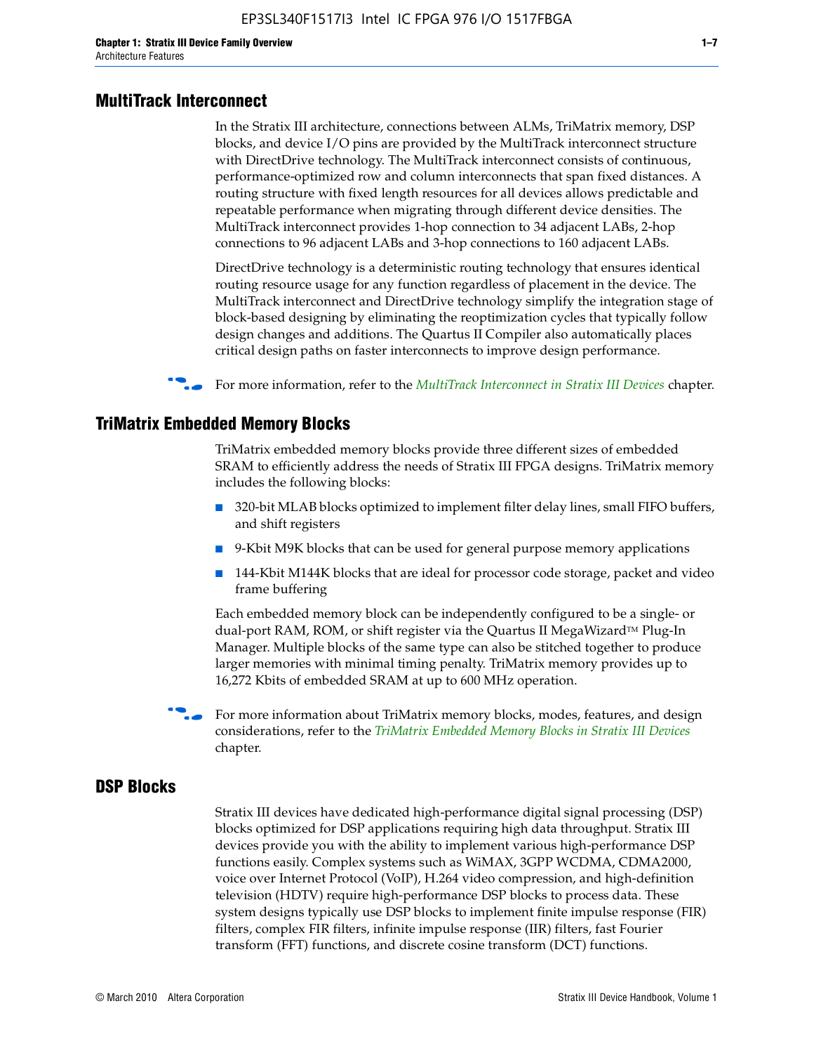## MultiTrack Interconnect

In the Stratix III architecture, connections between ALMs, TriMatrix memory, DSP blocks, and device I/O pins are provided by the MultiTrack interconnect structure with DirectDrive technology. The MultiTrack interconnect consists of continuous, performance-optimized row and column interconnects that span fixed distances. A routing structure with fixed length resources for all devices allows predictable and repeatable performance when migrating through different device densities. The MultiTrack interconnect provides 1-hop connection to 34 adjacent LABs, 2-hop connections to 96 adjacent LABs and 3-hop connections to 160 adjacent LABs.

DirectDrive technology is a deterministic routing technology that ensures identical routing resource usage for any function regardless of placement in the device. The MultiTrack interconnect and DirectDrive technology simplify the integration stage of block-based designing by eliminating the reoptimization cycles that typically follow design changes and additions. The Quartus II Compiler also automatically places critical design paths on faster interconnects to improve design performance.

For more information, refer to the *MultiTrack Interconnect in Stratix III Devices* chapter.

## TriMatrix Embedded Memory Blocks

TriMatrix embedded memory blocks provide three different sizes of embedded SRAM to efficiently address the needs of Stratix III FPGA designs. TriMatrix memory includes the following blocks:

- 320-bit MLAB blocks optimized to implement filter delay lines, small FIFO buffers, and shift registers
- 9-Kbit M9K blocks that can be used for general purpose memory applications
- 144-Kbit M144K blocks that are ideal for processor code storage, packet and video frame buffering

Each embedded memory block can be independently configured to be a single- or dual-port RAM, ROM, or shift register via the Quartus II MegaWizard™ Plug-In Manager. Multiple blocks of the same type can also be stitched together to produce larger memories with minimal timing penalty. TriMatrix memory provides up to 16,272 Kbits of embedded SRAM at up to 600 MHz operation.

For more information about TriMatrix memory blocks, modes, features, and design considerations, refer to the *TriMatrix Embedded Memory Blocks in Stratix III Devices* chapter.

## DSP Blocks

Stratix III devices have dedicated high-performance digital signal processing (DSP) blocks optimized for DSP applications requiring high data throughput. Stratix III devices provide you with the ability to implement various high-performance DSP functions easily. Complex systems such as WiMAX, 3GPP WCDMA, CDMA2000, voice over Internet Protocol (VoIP), H.264 video compression, and high-definition television (HDTV) require high-performance DSP blocks to process data. These system designs typically use DSP blocks to implement finite impulse response (FIR) filters, complex FIR filters, infinite impulse response (IIR) filters, fast Fourier transform (FFT) functions, and discrete cosine transform (DCT) functions.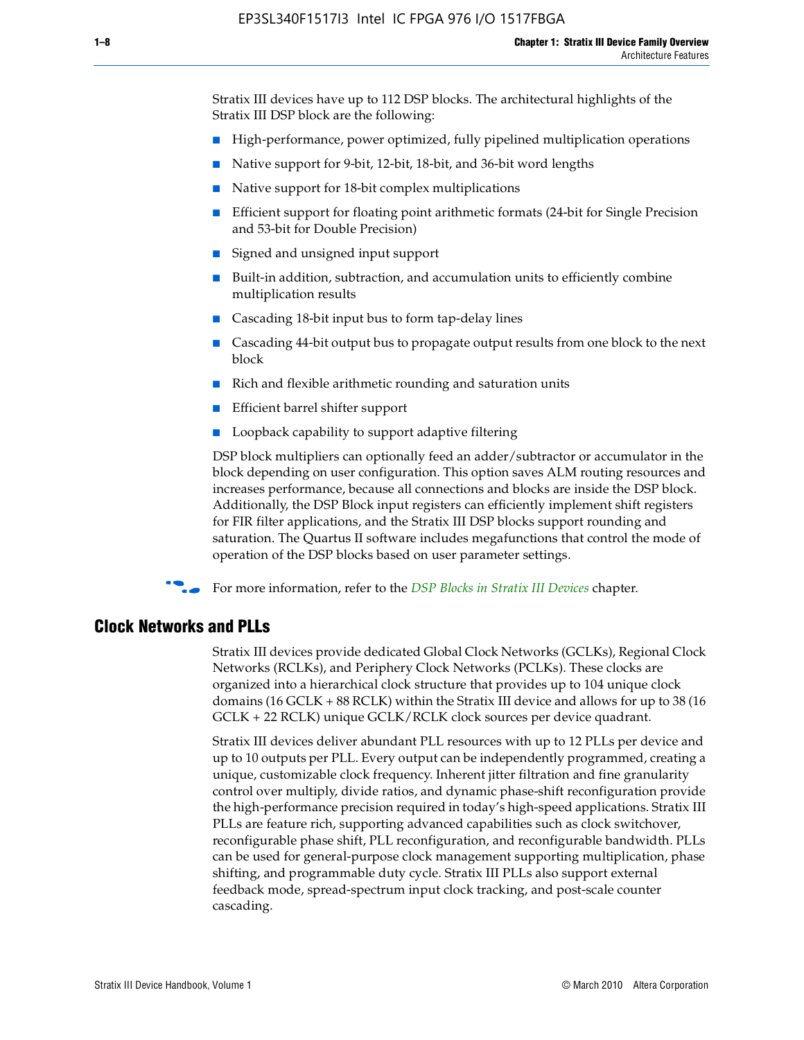Stratix III devices have up to 112 DSP blocks. The architectural highlights of the Stratix III DSP block are the following:

- High-performance, power optimized, fully pipelined multiplication operations
- Native support for 9-bit, 12-bit, 18-bit, and 36-bit word lengths
- Native support for 18-bit complex multiplications
- Efficient support for floating point arithmetic formats (24-bit for Single Precision and 53-bit for Double Precision)
- Signed and unsigned input support
- Built-in addition, subtraction, and accumulation units to efficiently combine multiplication results
- Cascading 18-bit input bus to form tap-delay lines
- Cascading 44-bit output bus to propagate output results from one block to the next block
- Rich and flexible arithmetic rounding and saturation units
- Efficient barrel shifter support
- Loopback capability to support adaptive filtering

DSP block multipliers can optionally feed an adder/subtractor or accumulator in the block depending on user configuration. This option saves ALM routing resources and increases performance, because all connections and blocks are inside the DSP block. Additionally, the DSP Block input registers can efficiently implement shift registers for FIR filter applications, and the Stratix III DSP blocks support rounding and saturation. The Quartus II software includes megafunctions that control the mode of operation of the DSP blocks based on user parameter settings.

For more information, refer to the *DSP Blocks in Stratix III Devices* chapter.

## Clock Networks and PLLs

Stratix III devices provide dedicated Global Clock Networks (GCLKs), Regional Clock Networks (RCLKs), and Periphery Clock Networks (PCLKs). These clocks are organized into a hierarchical clock structure that provides up to 104 unique clock domains (16 GCLK + 88 RCLK) within the Stratix III device and allows for up to 38 (16 GCLK + 22 RCLK) unique GCLK/RCLK clock sources per device quadrant.

Stratix III devices deliver abundant PLL resources with up to 12 PLLs per device and up to 10 outputs per PLL. Every output can be independently programmed, creating a unique, customizable clock frequency. Inherent jitter filtration and fine granularity control over multiply, divide ratios, and dynamic phase-shift reconfiguration provide the high-performance precision required in today's high-speed applications. Stratix III PLLs are feature rich, supporting advanced capabilities such as clock switchover, reconfigurable phase shift, PLL reconfiguration, and reconfigurable bandwidth. PLLs can be used for general-purpose clock management supporting multiplication, phase shifting, and programmable duty cycle. Stratix III PLLs also support external feedback mode, spread-spectrum input clock tracking, and post-scale counter cascading.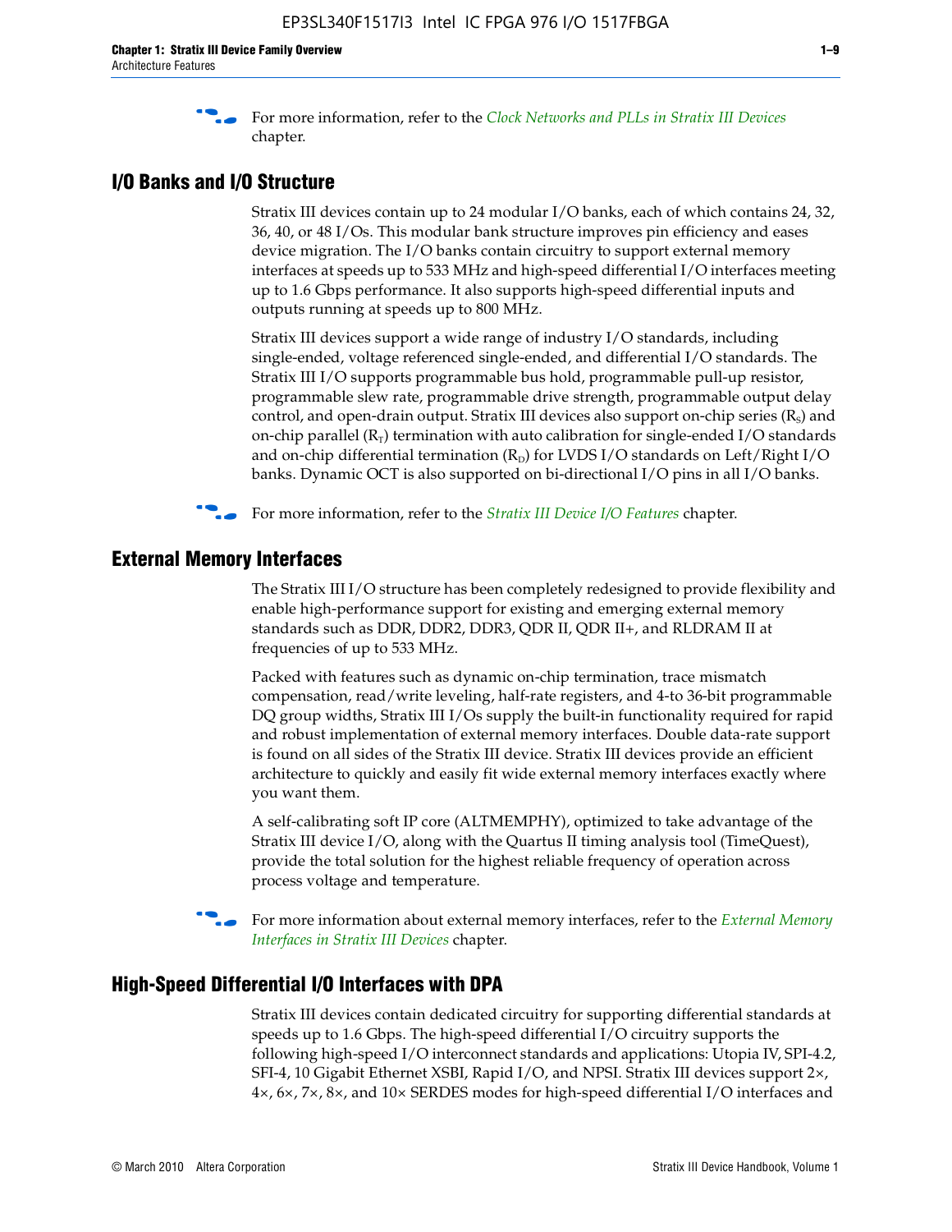For more information, refer to the *Clock Networks and PLLs in Stratix III Devices* chapter.

## I/O Banks and I/O Structure

Stratix III devices contain up to 24 modular I/O banks, each of which contains 24, 32, 36, 40, or 48 I/Os. This modular bank structure improves pin efficiency and eases device migration. The I/O banks contain circuitry to support external memory interfaces at speeds up to 533 MHz and high-speed differential I/O interfaces meeting up to 1.6 Gbps performance. It also supports high-speed differential inputs and outputs running at speeds up to 800 MHz.

Stratix III devices support a wide range of industry I/O standards, including single-ended, voltage referenced single-ended, and differential I/O standards. The Stratix III I/O supports programmable bus hold, programmable pull-up resistor, programmable slew rate, programmable drive strength, programmable output delay control, and open-drain output. Stratix III devices also support on-chip series ($R_S$) and on-chip parallel ($R_T$) termination with auto calibration for single-ended I/O standards and on-chip differential termination ($R_D$) for LVDS I/O standards on Left/Right I/O banks. Dynamic OCT is also supported on bi-directional I/O pins in all I/O banks.

For more information, refer to the *Stratix III Device I/O Features* chapter.

## External Memory Interfaces

The Stratix III I/O structure has been completely redesigned to provide flexibility and enable high-performance support for existing and emerging external memory standards such as DDR, DDR2, DDR3, QDR II, QDR II+, and RLDRAM II at frequencies of up to 533 MHz.

Packed with features such as dynamic on-chip termination, trace mismatch compensation, read/write leveling, half-rate registers, and 4-to 36-bit programmable DQ group widths, Stratix III I/Os supply the built-in functionality required for rapid and robust implementation of external memory interfaces. Double data-rate support is found on all sides of the Stratix III device. Stratix III devices provide an efficient architecture to quickly and easily fit wide external memory interfaces exactly where you want them.

A self-calibrating soft IP core (ALTMEMPHY), optimized to take advantage of the Stratix III device I/O, along with the Quartus II timing analysis tool (TimeQuest), provide the total solution for the highest reliable frequency of operation across process voltage and temperature.

For more information about external memory interfaces, refer to the *External Memory Interfaces in Stratix III Devices* chapter.

## High-Speed Differential I/O Interfaces with DPA

Stratix III devices contain dedicated circuitry for supporting differential standards at speeds up to 1.6 Gbps. The high-speed differential I/O circuitry supports the following high-speed I/O interconnect standards and applications: Utopia IV, SPI-4.2, SFI-4, 10 Gigabit Ethernet XSBI, Rapid I/O, and NPSI. Stratix III devices support 2×, 4×, 6×, 7×, 8×, and 10× SERDES modes for high-speed differential I/O interfaces and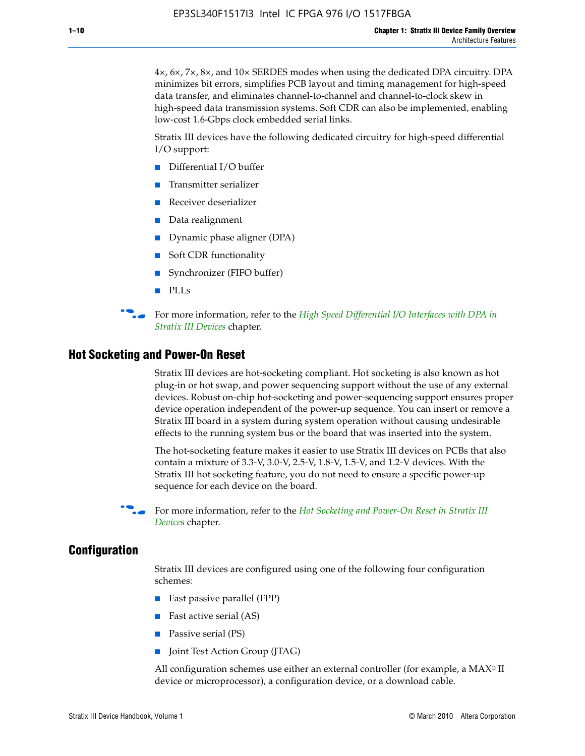4×, 6×, 7×, 8×, and 10× SERDES modes when using the dedicated DPA circuitry. DPA minimizes bit errors, simplifies PCB layout and timing management for high-speed data transfer, and eliminates channel-to-channel and channel-to-clock skew in high-speed data transmission systems. Soft CDR can also be implemented, enabling low-cost 1.6-Gbps clock embedded serial links.

Stratix III devices have the following dedicated circuitry for high-speed differential I/O support:

- Differential I/O buffer
- Transmitter serializer
- Receiver deserializer
- Data realignment
- Dynamic phase aligner (DPA)
- Soft CDR functionality
- Synchronizer (FIFO buffer)
- PLLs

For more information, refer to the *High Speed Differential I/O Interfaces with DPA in Stratix III Devices* chapter.

## Hot Socketing and Power-On Reset

Stratix III devices are hot-socketing compliant. Hot socketing is also known as hot plug-in or hot swap, and power sequencing support without the use of any external devices. Robust on-chip hot-socketing and power-sequencing support ensures proper device operation independent of the power-up sequence. You can insert or remove a Stratix III board in a system during system operation without causing undesirable effects to the running system bus or the board that was inserted into the system.

The hot-socketing feature makes it easier to use Stratix III devices on PCBs that also contain a mixture of 3.3-V, 3.0-V, 2.5-V, 1.8-V, 1.5-V, and 1.2-V devices. With the Stratix III hot socketing feature, you do not need to ensure a specific power-up sequence for each device on the board.

For more information, refer to the *Hot Socketing and Power-On Reset in Stratix III Devices* chapter.

## Configuration

Stratix III devices are configured using one of the following four configuration schemes:

- Fast passive parallel (FPP)
- Fast active serial (AS)
- Passive serial (PS)
- Joint Test Action Group (JTAG)

All configuration schemes use either an external controller (for example, a MAX® II device or microprocessor), a configuration device, or a download cable.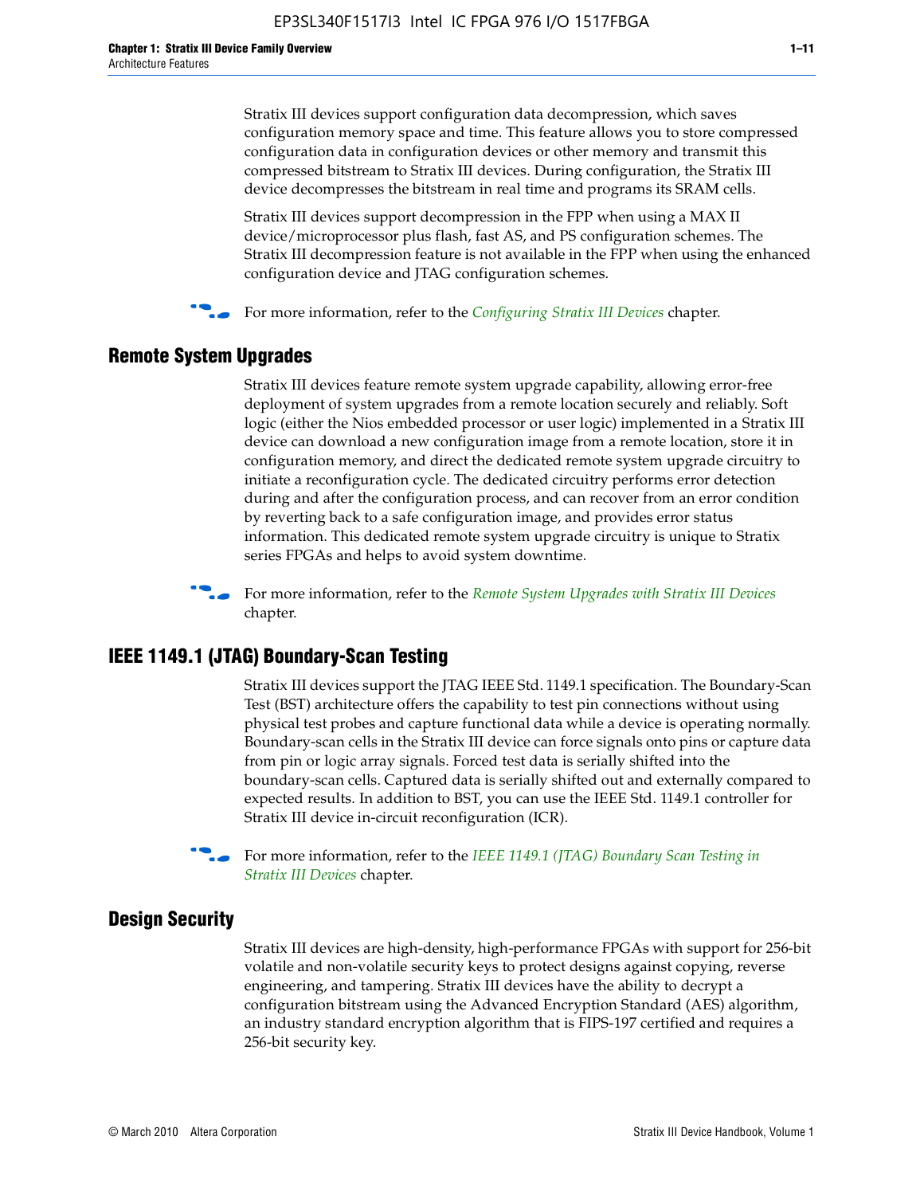Stratix III devices support configuration data decompression, which saves configuration memory space and time. This feature allows you to store compressed configuration data in configuration devices or other memory and transmit this compressed bitstream to Stratix III devices. During configuration, the Stratix III device decompresses the bitstream in real time and programs its SRAM cells.

Stratix III devices support decompression in the FPP when using a MAX II device/microprocessor plus flash, fast AS, and PS configuration schemes. The Stratix III decompression feature is not available in the FPP when using the enhanced configuration device and JTAG configuration schemes.

For more information, refer to the *Configuring Stratix III Devices* chapter.

## Remote System Upgrades

Stratix III devices feature remote system upgrade capability, allowing error-free deployment of system upgrades from a remote location securely and reliably. Soft logic (either the Nios embedded processor or user logic) implemented in a Stratix III device can download a new configuration image from a remote location, store it in configuration memory, and direct the dedicated remote system upgrade circuitry to initiate a reconfiguration cycle. The dedicated circuitry performs error detection during and after the configuration process, and can recover from an error condition by reverting back to a safe configuration image, and provides error status information. This dedicated remote system upgrade circuitry is unique to Stratix series FPGAs and helps to avoid system downtime.

For more information, refer to the *Remote System Upgrades with Stratix III Devices* chapter.

## IEEE 1149.1 (JTAG) Boundary-Scan Testing

Stratix III devices support the JTAG IEEE Std. 1149.1 specification. The Boundary-Scan Test (BST) architecture offers the capability to test pin connections without using physical test probes and capture functional data while a device is operating normally. Boundary-scan cells in the Stratix III device can force signals onto pins or capture data from pin or logic array signals. Forced test data is serially shifted into the boundary-scan cells. Captured data is serially shifted out and externally compared to expected results. In addition to BST, you can use the IEEE Std. 1149.1 controller for Stratix III device in-circuit reconfiguration (ICR).

For more information, refer to the *IEEE 1149.1 (JTAG) Boundary Scan Testing in Stratix III Devices* chapter.

## Design Security

Stratix III devices are high-density, high-performance FPGAs with support for 256-bit volatile and non-volatile security keys to protect designs against copying, reverse engineering, and tampering. Stratix III devices have the ability to decrypt a configuration bitstream using the Advanced Encryption Standard (AES) algorithm, an industry standard encryption algorithm that is FIPS-197 certified and requires a 256-bit security key.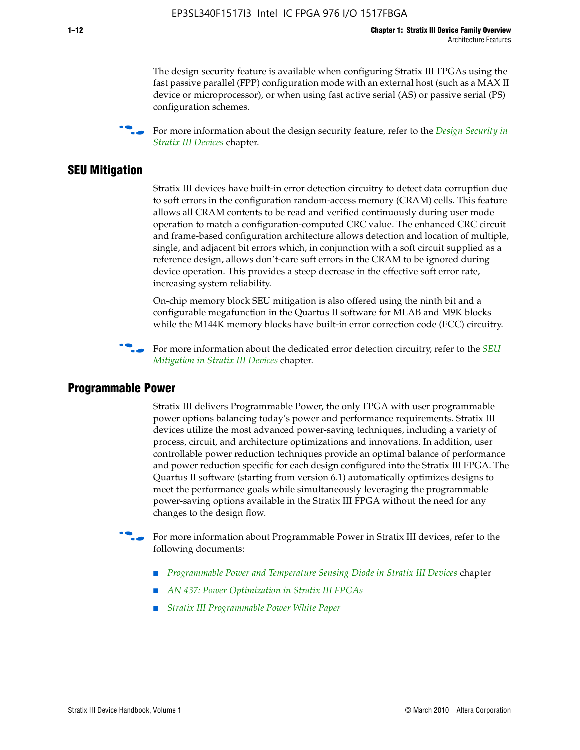The design security feature is available when configuring Stratix III FPGAs using the fast passive parallel (FPP) configuration mode with an external host (such as a MAX II device or microprocessor), or when using fast active serial (AS) or passive serial (PS) configuration schemes.

For more information about the design security feature, refer to the *Design Security in Stratix III Devices* chapter.

## SEU Mitigation

Stratix III devices have built-in error detection circuitry to detect data corruption due to soft errors in the configuration random-access memory (CRAM) cells. This feature allows all CRAM contents to be read and verified continuously during user mode operation to match a configuration-computed CRC value. The enhanced CRC circuit and frame-based configuration architecture allows detection and location of multiple, single, and adjacent bit errors which, in conjunction with a soft circuit supplied as a reference design, allows don't-care soft errors in the CRAM to be ignored during device operation. This provides a steep decrease in the effective soft error rate, increasing system reliability.

On-chip memory block SEU mitigation is also offered using the ninth bit and a configurable megafunction in the Quartus II software for MLAB and M9K blocks while the M144K memory blocks have built-in error correction code (ECC) circuitry.

For more information about the dedicated error detection circuitry, refer to the *SEU Mitigation in Stratix III Devices* chapter.

## Programmable Power

Stratix III delivers Programmable Power, the only FPGA with user programmable power options balancing today's power and performance requirements. Stratix III devices utilize the most advanced power-saving techniques, including a variety of process, circuit, and architecture optimizations and innovations. In addition, user controllable power reduction techniques provide an optimal balance of performance and power reduction specific for each design configured into the Stratix III FPGA. The Quartus II software (starting from version 6.1) automatically optimizes designs to meet the performance goals while simultaneously leveraging the programmable power-saving options available in the Stratix III FPGA without the need for any changes to the design flow.

For more information about Programmable Power in Stratix III devices, refer to the following documents:

- *Programmable Power and Temperature Sensing Diode in Stratix III Devices* chapter
- *AN 437: Power Optimization in Stratix III FPGAs*
- *Stratix III Programmable Power White Paper*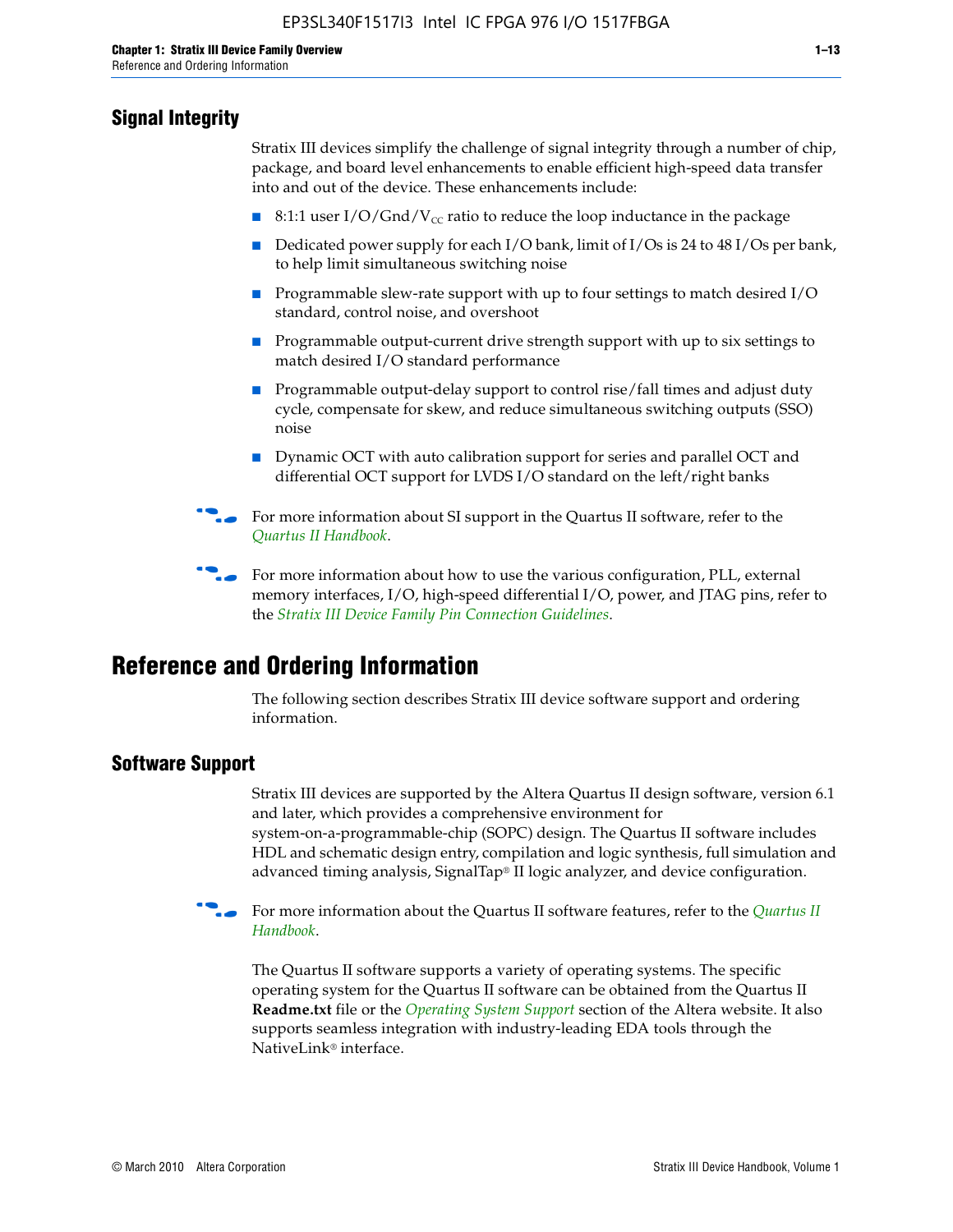## Signal Integrity

Stratix III devices simplify the challenge of signal integrity through a number of chip, package, and board level enhancements to enable efficient high-speed data transfer into and out of the device. These enhancements include:

- 8:1:1 user I/O/Gnd/$V_{CC}$ ratio to reduce the loop inductance in the package
- Dedicated power supply for each I/O bank, limit of I/Os is 24 to 48 I/Os per bank, to help limit simultaneous switching noise
- Programmable slew-rate support with up to four settings to match desired I/O standard, control noise, and overshoot
- Programmable output-current drive strength support with up to six settings to match desired I/O standard performance
- Programmable output-delay support to control rise/fall times and adjust duty cycle, compensate for skew, and reduce simultaneous switching outputs (SSO) noise
- Dynamic OCT with auto calibration support for series and parallel OCT and differential OCT support for LVDS I/O standard on the left/right banks

For more information about SI support in the Quartus II software, refer to the *Quartus II Handbook*.

For more information about how to use the various configuration, PLL, external memory interfaces, I/O, high-speed differential I/O, power, and JTAG pins, refer to the *Stratix III Device Family Pin Connection Guidelines*.

# Reference and Ordering Information

The following section describes Stratix III device software support and ordering information.

## Software Support

Stratix III devices are supported by the Altera Quartus II design software, version 6.1 and later, which provides a comprehensive environment for system-on-a-programmable-chip (SOPC) design. The Quartus II software includes HDL and schematic design entry, compilation and logic synthesis, full simulation and advanced timing analysis, SignalTap® II logic analyzer, and device configuration.

For more information about the Quartus II software features, refer to the *Quartus II Handbook*.

The Quartus II software supports a variety of operating systems. The specific operating system for the Quartus II software can be obtained from the Quartus II **Readme.txt** file or the *Operating System Support* section of the Altera website. It also supports seamless integration with industry-leading EDA tools through the NativeLink® interface.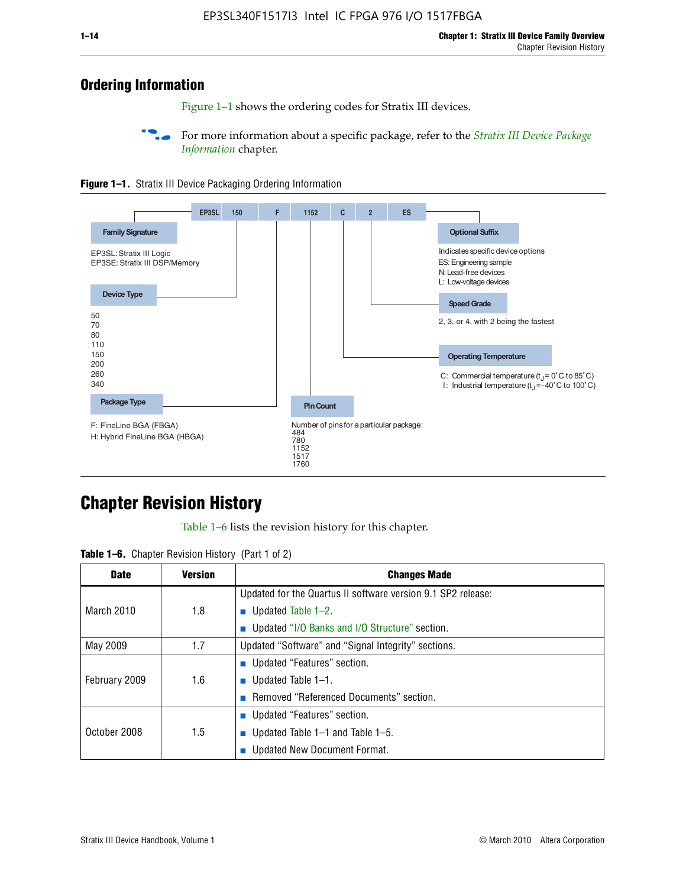## Ordering Information

Figure 1–1 shows the ordering codes for Stratix III devices.

For more information about a specific package, refer to the *Stratix III Device Package Information* chapter.

**Figure 1–1.** Stratix III Device Packaging Ordering Information

EP3SL 150 F 1152 C 2 ES

**Family Signature**

EP3SL: Stratix III Logic
EP3SE: Stratix III DSP/Memory

**Device Type**

50
70
80
110
150
200
260
340

**Package Type**

F: FineLine BGA (FBGA)
H: Hybrid FineLine BGA (HBGA)

**Pin Count**

Number of pins for a particular package:
484
780
1152
1517
1760

**Optional Suffix**

Indicates specific device options
ES: Engineering sample
N: Lead-free devices
L: Low-voltage devices

**Speed Grade**

2, 3, or 4, with 2 being the fastest

**Operating Temperature**

C: Commercial temperature ($t_J$ = 0°C to 85°C)
I: Industrial temperature ($t_J$ = -40°C to 100°C)

## Chapter Revision History

Table 1–6 lists the revision history for this chapter.

**Table 1–6.** Chapter Revision History (Part 1 of 2)

| Date | Version | Changes Made |
|---|---|---|
| March 2010 | 1.8 | Updated for the Quartus II software version 9.1 SP2 release:<br>■ Updated Table 1–2.<br>■ Updated “I/O Banks and I/O Structure” section. |
| May 2009 | 1.7 | Updated “Software” and “Signal Integrity” sections. |
| February 2009 | 1.6 | ■ Updated “Features” section.<br>■ Updated Table 1–1.<br>■ Removed “Referenced Documents” section. |
| October 2008 | 1.5 | ■ Updated “Features” section.<br>■ Updated Table 1–1 and Table 1–5.<br>■ Updated New Document Format. |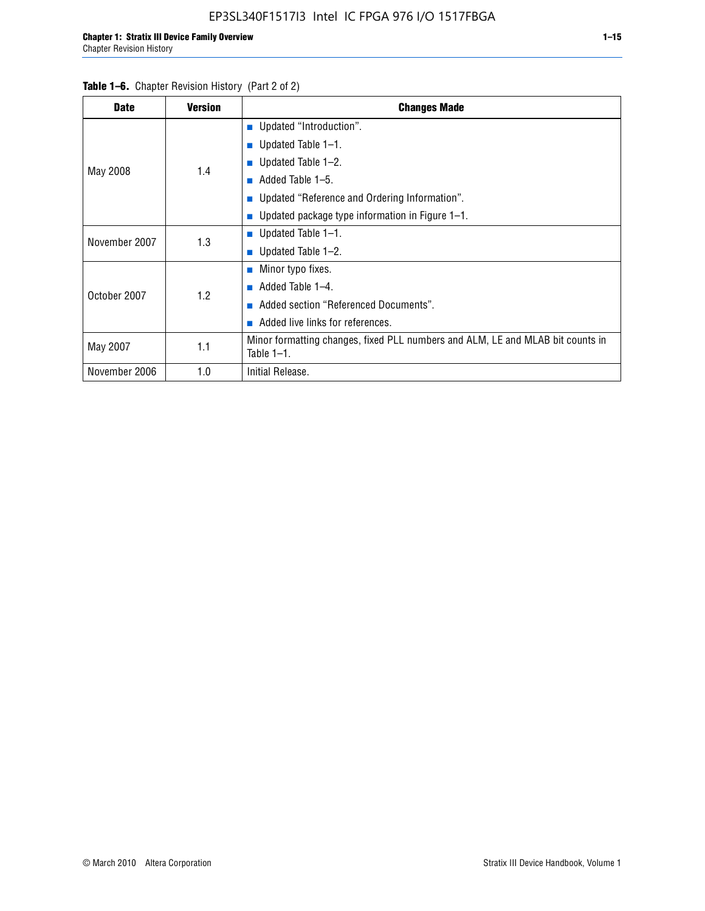**Table 1–6.** Chapter Revision History (Part 2 of 2)

| Date | Version | Changes Made |
|---|---|---|
| May 2008 | 1.4 | ■ Updated "Introduction".<br>■ Updated Table 1–1.<br>■ Updated Table 1–2.<br>■ Added Table 1–5.<br>■ Updated "Reference and Ordering Information".<br>■ Updated package type information in Figure 1–1. |
| November 2007 | 1.3 | ■ Updated Table 1–1.<br>■ Updated Table 1–2. |
| October 2007 | 1.2 | ■ Minor typo fixes.<br>■ Added Table 1–4.<br>■ Added section "Referenced Documents".<br>■ Added live links for references. |
| May 2007 | 1.1 | Minor formatting changes, fixed PLL numbers and ALM, LE and MLAB bit counts in Table 1–1. |
| November 2006 | 1.0 | Initial Release. |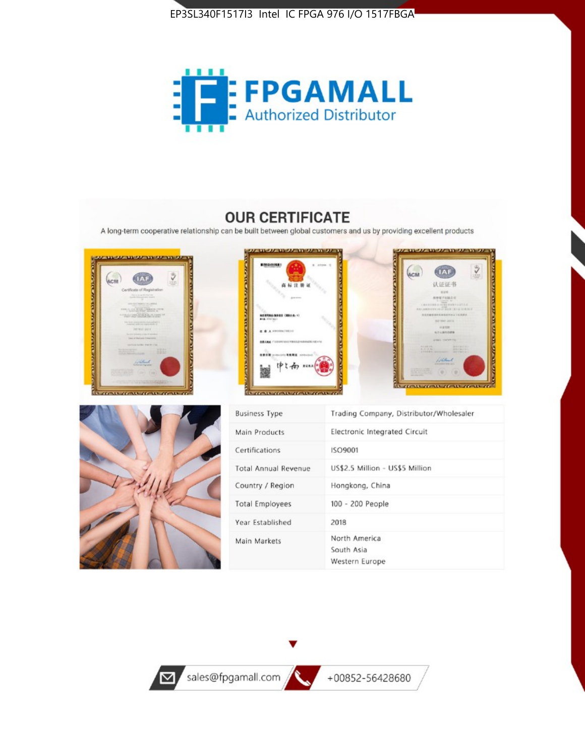FPGAMALL
Authorized Distributor

## OUR CERTIFICATE

A long-term cooperative relationship can be built between global customers and us by providing excellent products

| | |
|---|---|
| Business Type | Trading Company, Distributor/Wholesaler |
| Main Products | Electronic Integrated Circuit |
| Certifications | ISO9001 |
| Total Annual Revenue | US$2.5 Million - US$5 Million |
| Country / Region | Hongkong, China |
| Total Employees | 100 - 200 People |
| Year Established | 2018 |
| Main Markets | North America<br>South Asia<br>Western Europe |

sales@fpgamall.com

+00852-56428680